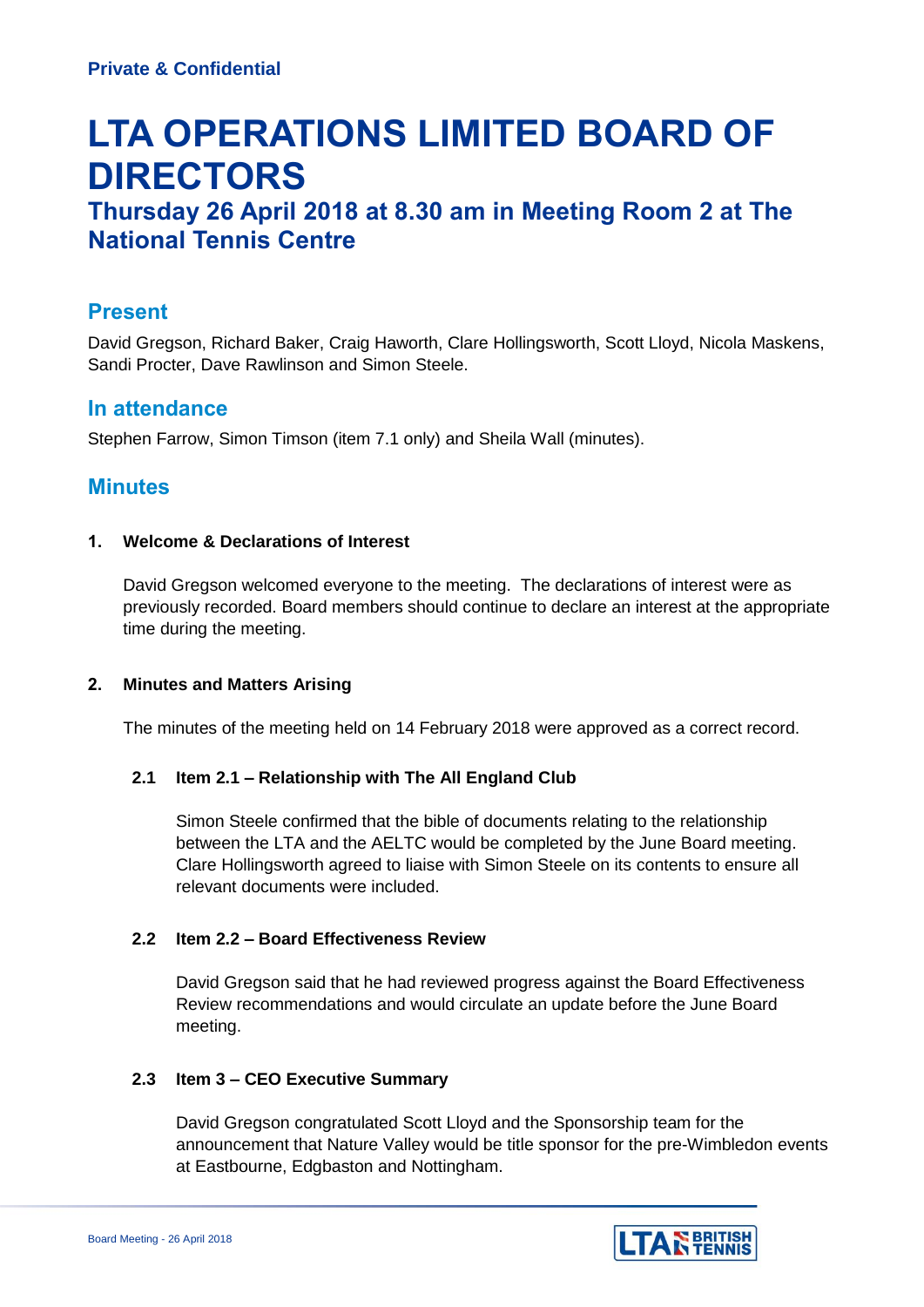**Private & Confidential**

# LTA OPERATIONS LIMITED BOARD OF DIRECTORS

## Thursday 26 April 2018 at 8.30 am in Meeting Room 2 at The National Tennis Centre

## Present

David Gregson, Richard Baker, Craig Haworth, Clare Hollingsworth, Scott Lloyd, Nicola Maskens, Sandi Procter, Dave Rawlinson and Simon Steele.

## In attendance

Stephen Farrow, Simon Timson (item 7.1 only) and Sheila Wall (minutes).

## Minutes

### 1. Welcome & Declarations of Interest

David Gregson welcomed everyone to the meeting. The declarations of interest were as previously recorded. Board members should continue to declare an interest at the appropriate time during the meeting.

### 2. Minutes and Matters Arising

The minutes of the meeting held on 14 February 2018 were approved as a correct record.

#### 2.1 Item 2.1 – Relationship with The All England Club

Simon Steele confirmed that the bible of documents relating to the relationship between the LTA and the AELTC would be completed by the June Board meeting. Clare Hollingsworth agreed to liaise with Simon Steele on its contents to ensure all relevant documents were included.

#### 2.2 Item 2.2 – Board Effectiveness Review

David Gregson said that he had reviewed progress against the Board Effectiveness Review recommendations and would circulate an update before the June Board meeting.

#### 2.3 Item 3 – CEO Executive Summary

David Gregson congratulated Scott Lloyd and the Sponsorship team for the announcement that Nature Valley would be title sponsor for the pre-Wimbledon events at Eastbourne, Edgbaston and Nottingham.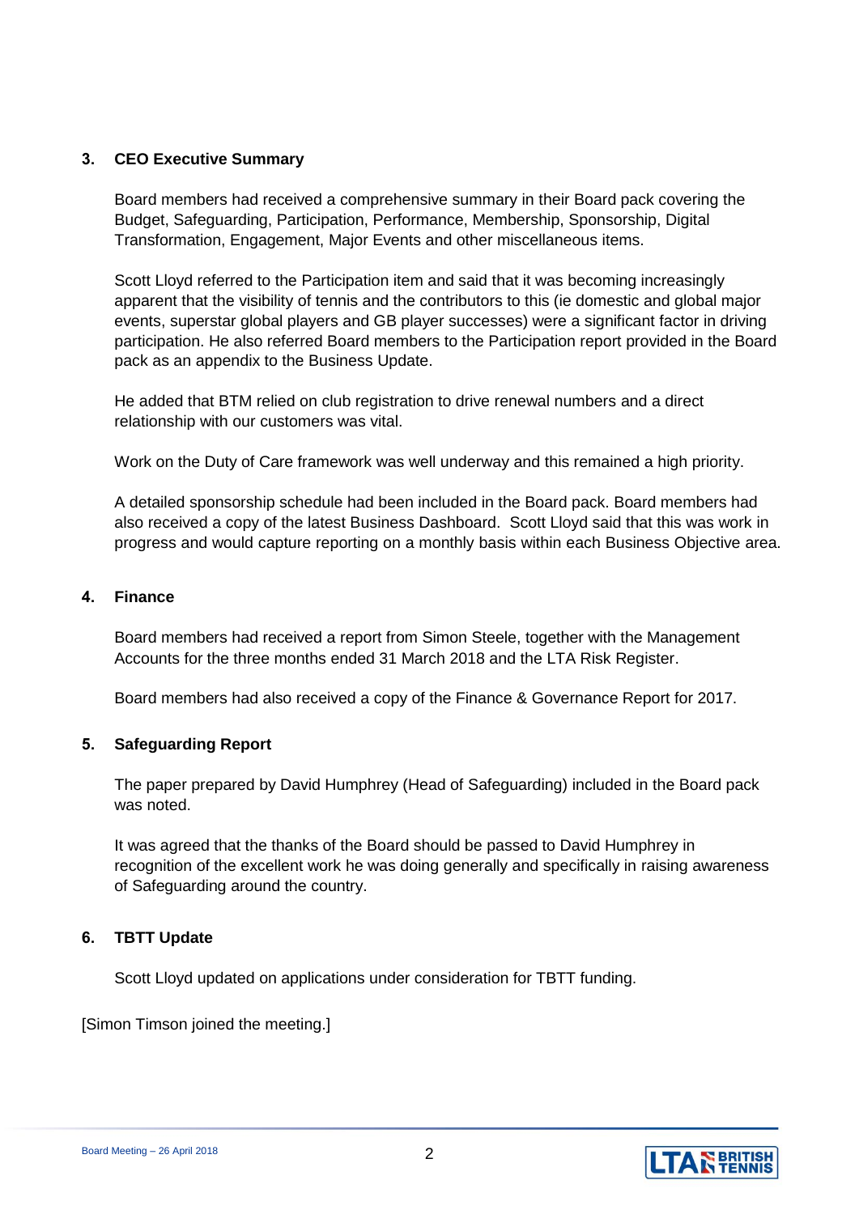### 3. CEO Executive Summary

Board members had received a comprehensive summary in their Board pack covering the Budget, Safeguarding, Participation, Performance, Membership, Sponsorship, Digital Transformation, Engagement, Major Events and other miscellaneous items.

Scott Lloyd referred to the Participation item and said that it was becoming increasingly apparent that the visibility of tennis and the contributors to this (ie domestic and global major events, superstar global players and GB player successes) were a significant factor in driving participation. He also referred Board members to the Participation report provided in the Board pack as an appendix to the Business Update.

He added that BTM relied on club registration to drive renewal numbers and a direct relationship with our customers was vital.

Work on the Duty of Care framework was well underway and this remained a high priority.

A detailed sponsorship schedule had been included in the Board pack. Board members had also received a copy of the latest Business Dashboard. Scott Lloyd said that this was work in progress and would capture reporting on a monthly basis within each Business Objective area.

### 4. Finance

Board members had received a report from Simon Steele, together with the Management Accounts for the three months ended 31 March 2018 and the LTA Risk Register.

Board members had also received a copy of the Finance & Governance Report for 2017.

### 5. Safeguarding Report

The paper prepared by David Humphrey (Head of Safeguarding) included in the Board pack was noted.

It was agreed that the thanks of the Board should be passed to David Humphrey in recognition of the excellent work he was doing generally and specifically in raising awareness of Safeguarding around the country.

### 6. TBTT Update

Scott Lloyd updated on applications under consideration for TBTT funding.

[Simon Timson joined the meeting.]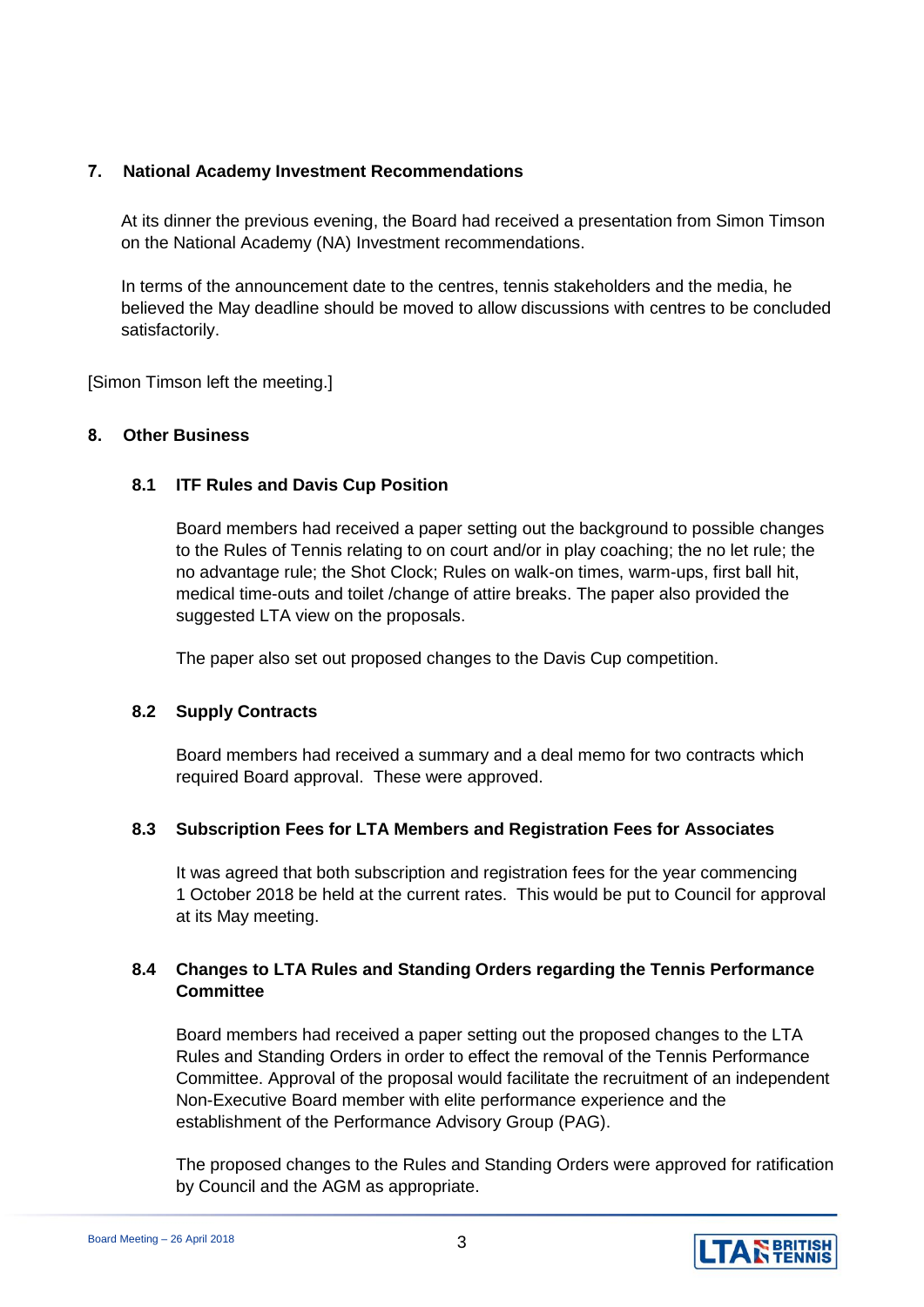## 7. National Academy Investment Recommendations

At its dinner the previous evening, the Board had received a presentation from Simon Timson on the National Academy (NA) Investment recommendations.

In terms of the announcement date to the centres, tennis stakeholders and the media, he believed the May deadline should be moved to allow discussions with centres to be concluded satisfactorily.

[Simon Timson left the meeting.]

## 8. Other Business

### 8.1 ITF Rules and Davis Cup Position

Board members had received a paper setting out the background to possible changes to the Rules of Tennis relating to on court and/or in play coaching; the no let rule; the no advantage rule; the Shot Clock; Rules on walk-on times, warm-ups, first ball hit, medical time-outs and toilet /change of attire breaks. The paper also provided the suggested LTA view on the proposals.

The paper also set out proposed changes to the Davis Cup competition.

### 8.2 Supply Contracts

Board members had received a summary and a deal memo for two contracts which required Board approval. These were approved.

### 8.3 Subscription Fees for LTA Members and Registration Fees for Associates

It was agreed that both subscription and registration fees for the year commencing 1 October 2018 be held at the current rates. This would be put to Council for approval at its May meeting.

### 8.4 Changes to LTA Rules and Standing Orders regarding the Tennis Performance Committee

Board members had received a paper setting out the proposed changes to the LTA Rules and Standing Orders in order to effect the removal of the Tennis Performance Committee. Approval of the proposal would facilitate the recruitment of an independent Non-Executive Board member with elite performance experience and the establishment of the Performance Advisory Group (PAG).

The proposed changes to the Rules and Standing Orders were approved for ratification by Council and the AGM as appropriate.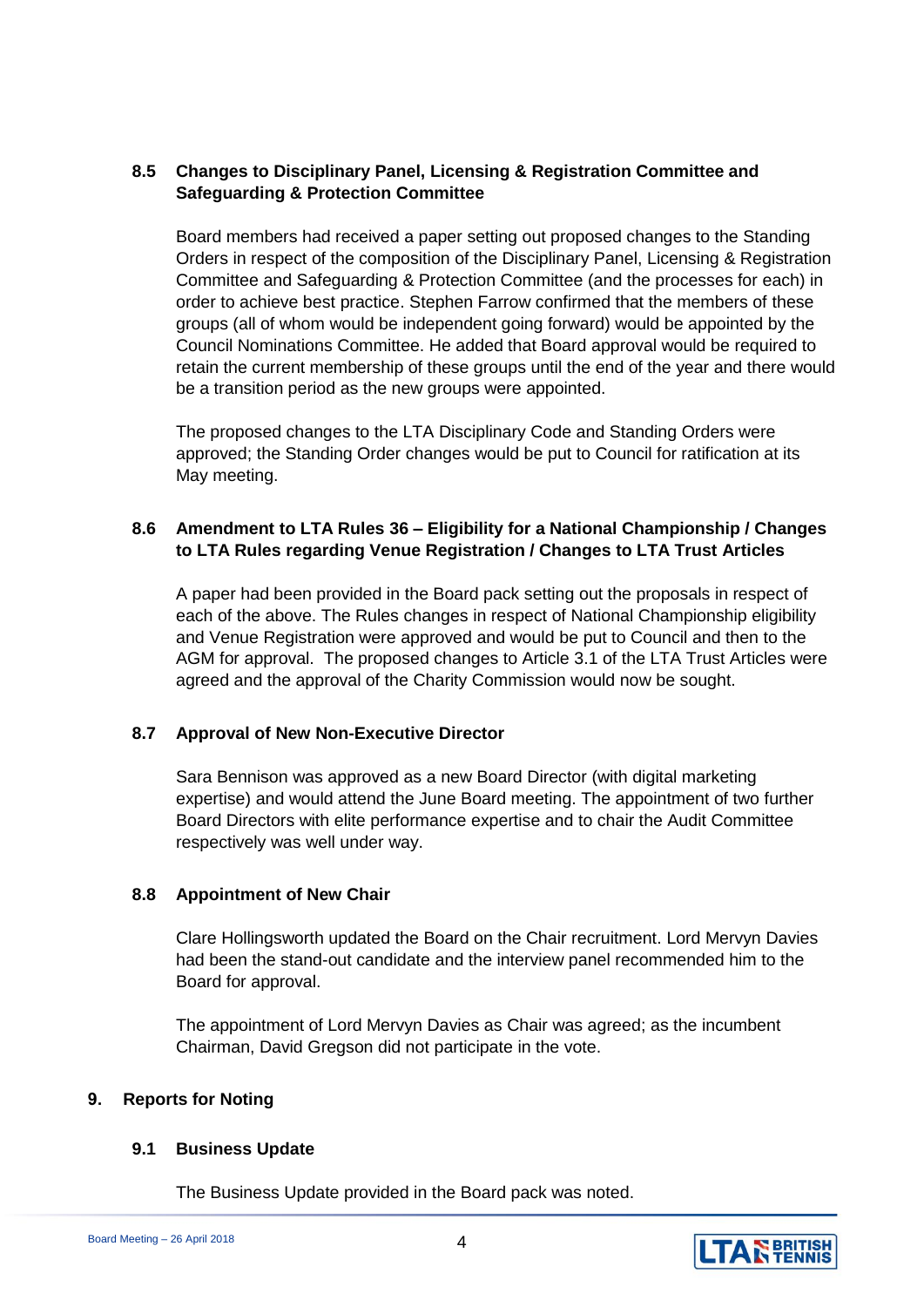### 8.5 Changes to Disciplinary Panel, Licensing & Registration Committee and Safeguarding & Protection Committee

Board members had received a paper setting out proposed changes to the Standing Orders in respect of the composition of the Disciplinary Panel, Licensing & Registration Committee and Safeguarding & Protection Committee (and the processes for each) in order to achieve best practice. Stephen Farrow confirmed that the members of these groups (all of whom would be independent going forward) would be appointed by the Council Nominations Committee. He added that Board approval would be required to retain the current membership of these groups until the end of the year and there would be a transition period as the new groups were appointed.

The proposed changes to the LTA Disciplinary Code and Standing Orders were approved; the Standing Order changes would be put to Council for ratification at its May meeting.

### 8.6 Amendment to LTA Rules 36 – Eligibility for a National Championship / Changes to LTA Rules regarding Venue Registration / Changes to LTA Trust Articles

A paper had been provided in the Board pack setting out the proposals in respect of each of the above. The Rules changes in respect of National Championship eligibility and Venue Registration were approved and would be put to Council and then to the AGM for approval. The proposed changes to Article 3.1 of the LTA Trust Articles were agreed and the approval of the Charity Commission would now be sought.

### 8.7 Approval of New Non-Executive Director

Sara Bennison was approved as a new Board Director (with digital marketing expertise) and would attend the June Board meeting. The appointment of two further Board Directors with elite performance expertise and to chair the Audit Committee respectively was well under way.

### 8.8 Appointment of New Chair

Clare Hollingsworth updated the Board on the Chair recruitment. Lord Mervyn Davies had been the stand-out candidate and the interview panel recommended him to the Board for approval.

The appointment of Lord Mervyn Davies as Chair was agreed; as the incumbent Chairman, David Gregson did not participate in the vote.

## 9. Reports for Noting

### 9.1 Business Update

The Business Update provided in the Board pack was noted.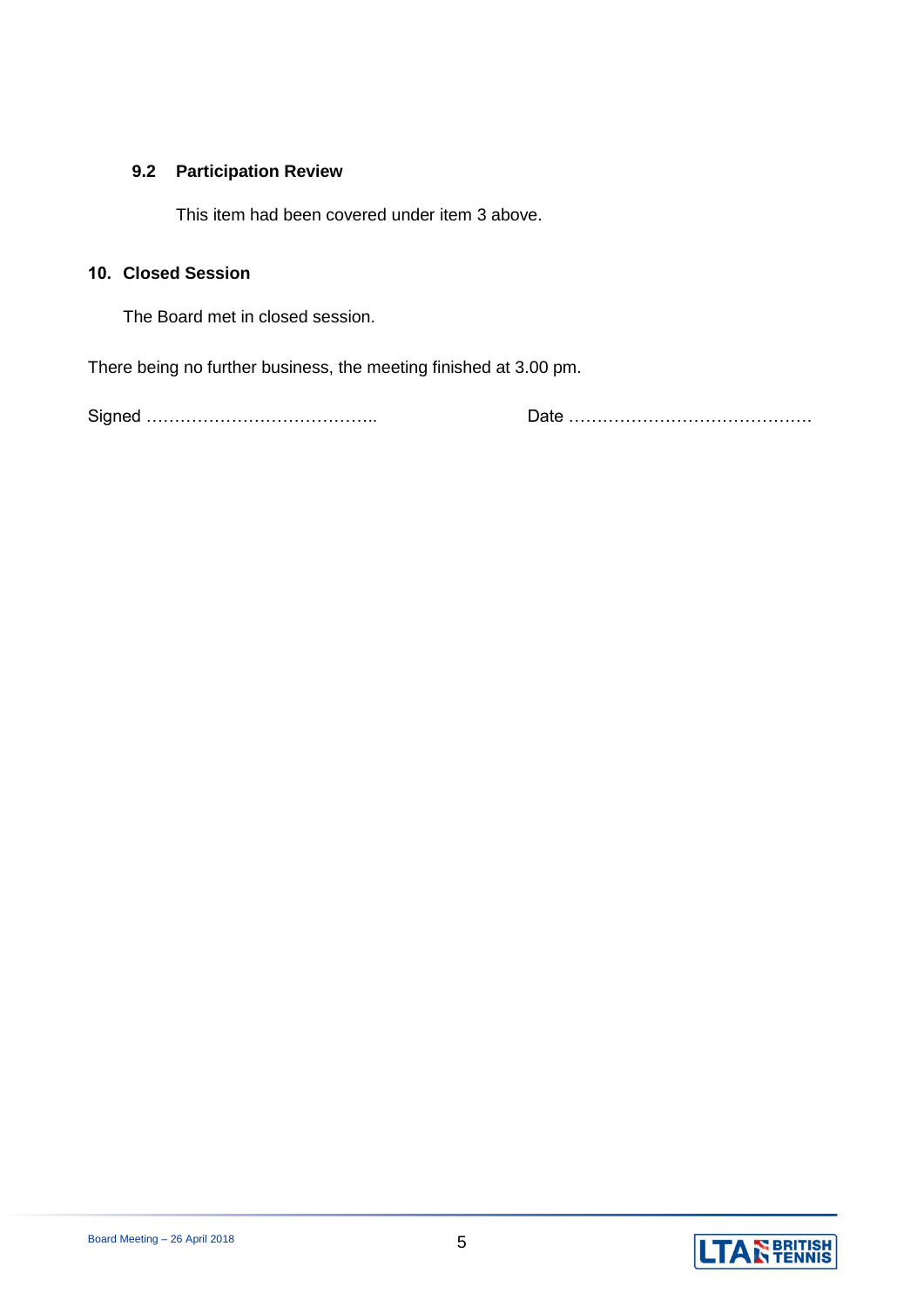### 9.2 Participation Review

This item had been covered under item 3 above.

## 10. Closed Session

The Board met in closed session.

There being no further business, the meeting finished at 3.00 pm.

Signed ………………………………….. Date ……………………………………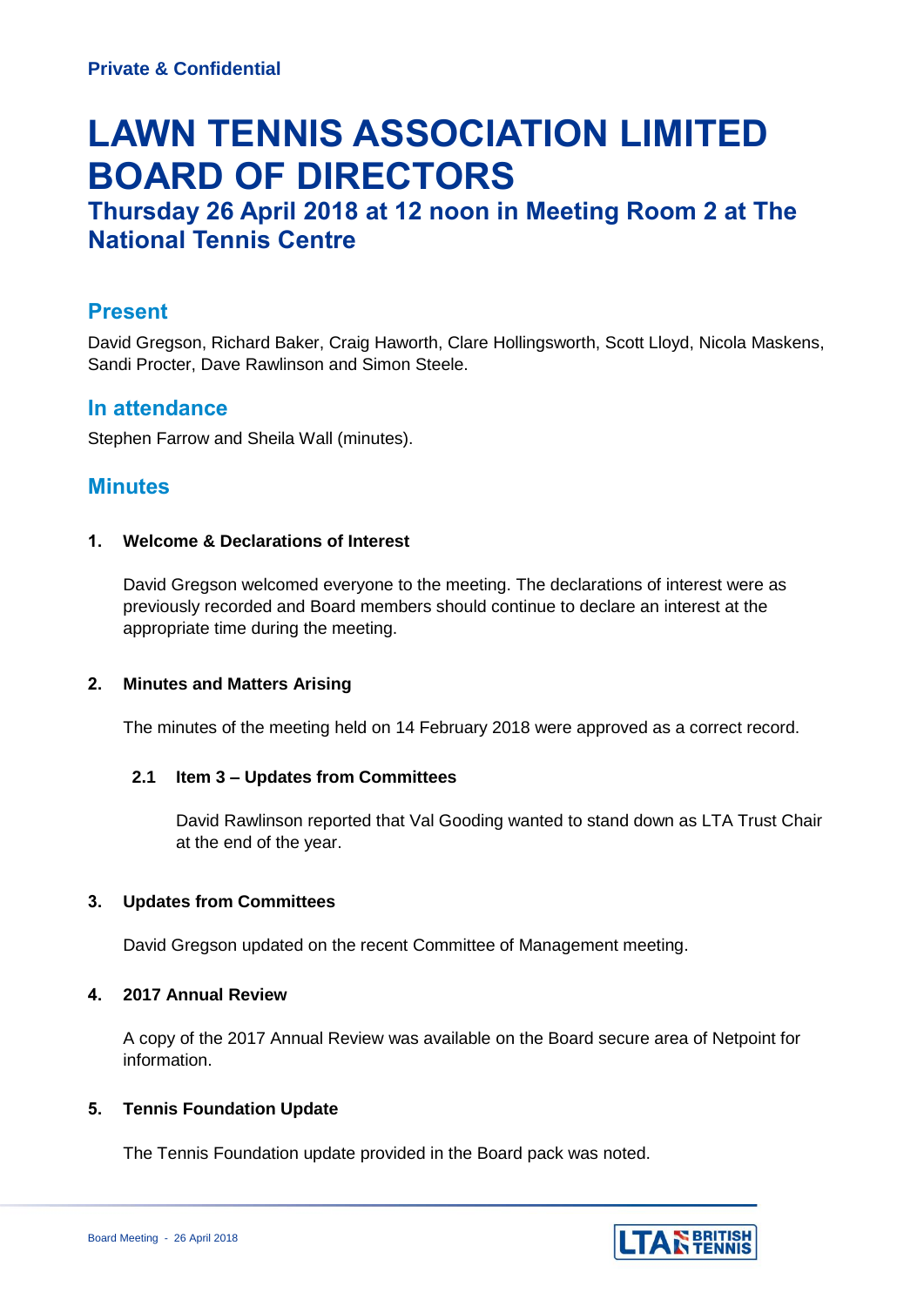**Private & Confidential**

# LAWN TENNIS ASSOCIATION LIMITED BOARD OF DIRECTORS

## Thursday 26 April 2018 at 12 noon in Meeting Room 2 at The National Tennis Centre

## Present

David Gregson, Richard Baker, Craig Haworth, Clare Hollingsworth, Scott Lloyd, Nicola Maskens, Sandi Procter, Dave Rawlinson and Simon Steele.

## In attendance

Stephen Farrow and Sheila Wall (minutes).

## Minutes

**1. Welcome & Declarations of Interest**

David Gregson welcomed everyone to the meeting. The declarations of interest were as previously recorded and Board members should continue to declare an interest at the appropriate time during the meeting.

**2. Minutes and Matters Arising**

The minutes of the meeting held on 14 February 2018 were approved as a correct record.

**2.1 Item 3 – Updates from Committees**

David Rawlinson reported that Val Gooding wanted to stand down as LTA Trust Chair at the end of the year.

**3. Updates from Committees**

David Gregson updated on the recent Committee of Management meeting.

**4. 2017 Annual Review**

A copy of the 2017 Annual Review was available on the Board secure area of Netpoint for information.

**5. Tennis Foundation Update**

The Tennis Foundation update provided in the Board pack was noted.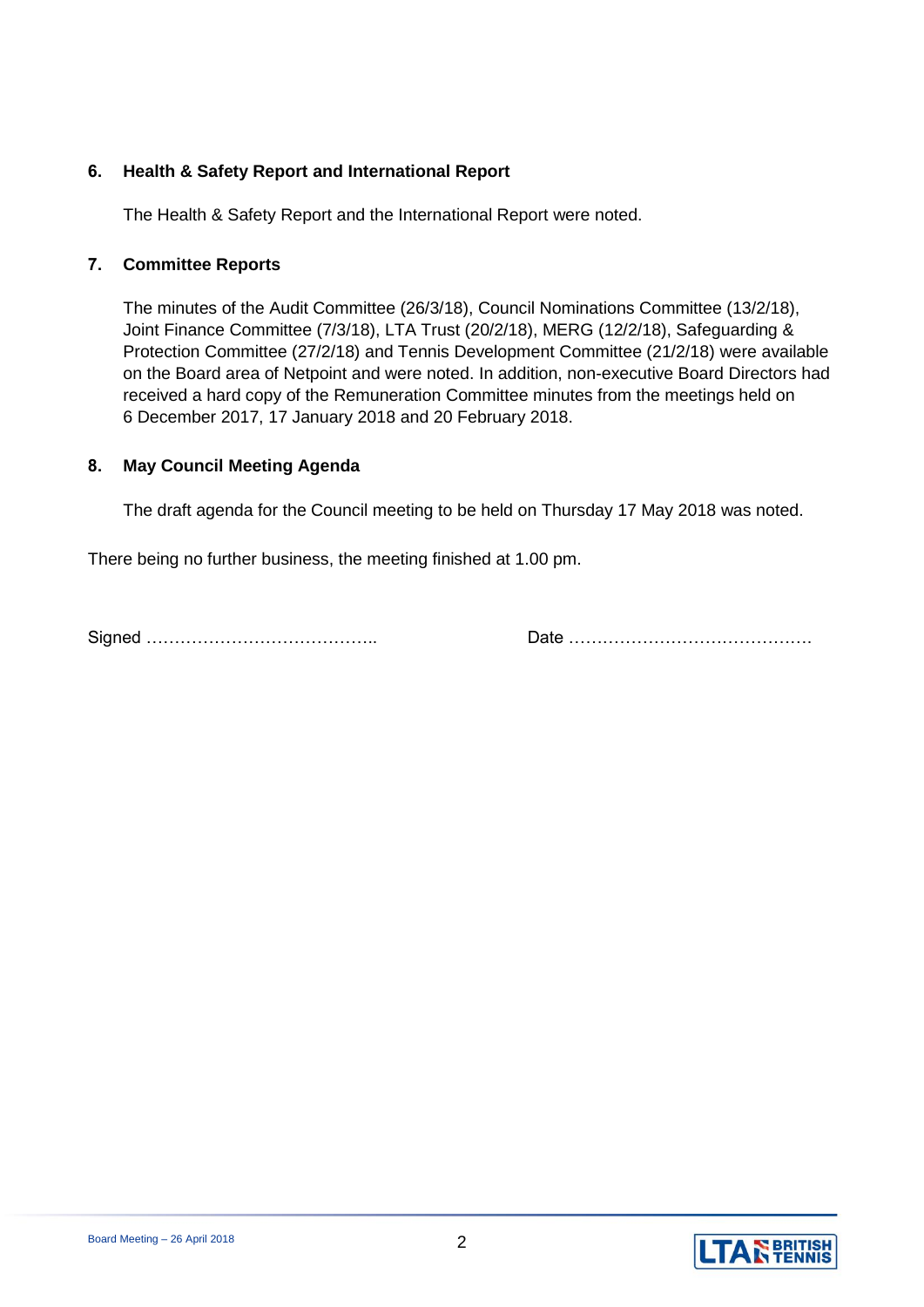## 6. Health & Safety Report and International Report

The Health & Safety Report and the International Report were noted.

## 7. Committee Reports

The minutes of the Audit Committee (26/3/18), Council Nominations Committee (13/2/18), Joint Finance Committee (7/3/18), LTA Trust (20/2/18), MERG (12/2/18), Safeguarding & Protection Committee (27/2/18) and Tennis Development Committee (21/2/18) were available on the Board area of Netpoint and were noted. In addition, non-executive Board Directors had received a hard copy of the Remuneration Committee minutes from the meetings held on 6 December 2017, 17 January 2018 and 20 February 2018.

## 8. May Council Meeting Agenda

The draft agenda for the Council meeting to be held on Thursday 17 May 2018 was noted.

There being no further business, the meeting finished at 1.00 pm.

Signed …………………………………..                    Date …………………………………….